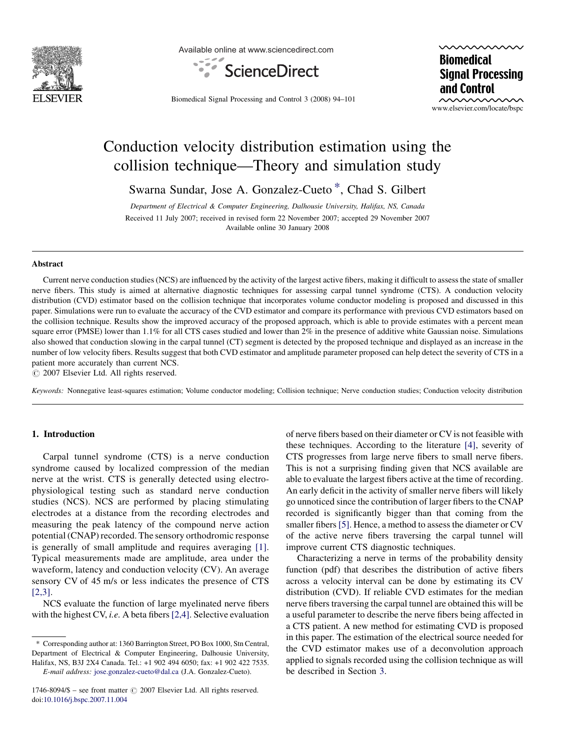# Conduction velocity distribution estimation using the collision technique—Theory and simulation study

Swarna Sundar, Jose A. Gonzalez-Cueto *, Chad S. Gilbert

*Department of Electrical & Computer Engineering, Dalhousie University, Halifax, NS, Canada*

Received 11 July 2007; received in revised form 22 November 2007; accepted 29 November 2007
Available online 30 January 2008

## Abstract

Current nerve conduction studies (NCS) are influenced by the activity of the largest active fibers, making it difficult to assess the state of smaller nerve fibers. This study is aimed at alternative diagnostic techniques for assessing carpal tunnel syndrome (CTS). A conduction velocity distribution (CVD) estimator based on the collision technique that incorporates volume conductor modeling is proposed and discussed in this paper. Simulations were run to evaluate the accuracy of the CVD estimator and compare its performance with previous CVD estimators based on the collision technique. Results show the improved accuracy of the proposed approach, which is able to provide estimates with a percent mean square error (PMSE) lower than 1.1% for all CTS cases studied and lower than 2% in the presence of additive white Gaussian noise. Simulations also showed that conduction slowing in the carpal tunnel (CT) segment is detected by the proposed technique and displayed as an increase in the number of low velocity fibers. Results suggest that both CVD estimator and amplitude parameter proposed can help detect the severity of CTS in a patient more accurately than current NCS.

© 2007 Elsevier Ltd. All rights reserved.

*Keywords:* Nonnegative least-squares estimation; Volume conductor modeling; Collision technique; Nerve conduction studies; Conduction velocity distribution

## 1. Introduction

Carpal tunnel syndrome (CTS) is a nerve conduction syndrome caused by localized compression of the median nerve at the wrist. CTS is generally detected using electrophysiological testing such as standard nerve conduction studies (NCS). NCS are performed by placing stimulating electrodes at a distance from the recording electrodes and measuring the peak latency of the compound nerve action potential (CNAP) recorded. The sensory orthodromic response is generally of small amplitude and requires averaging [1]. Typical measurements made are amplitude, area under the waveform, latency and conduction velocity (CV). An average sensory CV of 45 m/s or less indicates the presence of CTS [2,3].

NCS evaluate the function of large myelinated nerve fibers with the highest CV, *i.e.* A beta fibers [2,4]. Selective evaluation of nerve fibers based on their diameter or CV is not feasible with these techniques. According to the literature [4], severity of CTS progresses from large nerve fibers to small nerve fibers. This is not a surprising finding given that NCS available are able to evaluate the largest fibers active at the time of recording. An early deficit in the activity of smaller nerve fibers will likely go unnoticed since the contribution of larger fibers to the CNAP recorded is significantly bigger than that coming from the smaller fibers [5]. Hence, a method to assess the diameter or CV of the active nerve fibers traversing the carpal tunnel will improve current CTS diagnostic techniques.

Characterizing a nerve in terms of the probability density function (pdf) that describes the distribution of active fibers across a velocity interval can be done by estimating its CV distribution (CVD). If reliable CVD estimates for the median nerve fibers traversing the carpal tunnel are obtained this will be a useful parameter to describe the nerve fibers being affected in a CTS patient. A new method for estimating CVD is proposed in this paper. The estimation of the electrical source needed for the CVD estimator makes use of a deconvolution approach applied to signals recorded using the collision technique as will be described in Section 3.

---

* Corresponding author at: 1360 Barrington Street, PO Box 1000, Stn Central, Department of Electrical & Computer Engineering, Dalhousie University, Halifax, NS, B3J 2X4 Canada. Tel.: +1 902 494 6050; fax: +1 902 422 7535.
*E-mail address:* jose.gonzalez-cueto@dal.ca (J.A. Gonzalez-Cueto).

1746-8094/$ – see front matter © 2007 Elsevier Ltd. All rights reserved.
doi:10.1016/j.bspc.2007.11.004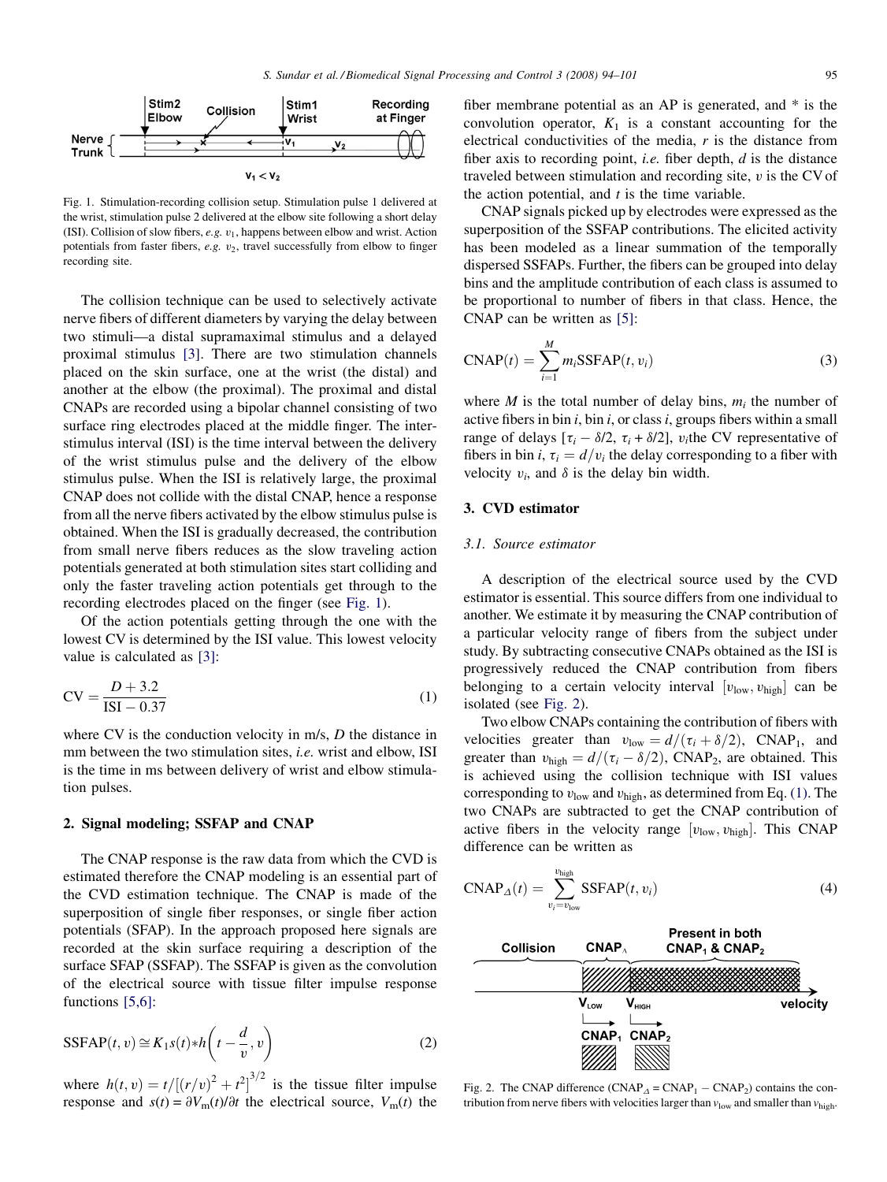Fig. 1. Stimulation-recording collision setup. Stimulation pulse 1 delivered at the wrist, stimulation pulse 2 delivered at the elbow site following a short delay (ISI). Collision of slow fibers, *e.g.* $v_1$, happens between elbow and wrist. Action potentials from faster fibers, *e.g.* $v_2$, travel successfully from elbow to finger recording site.

The collision technique can be used to selectively activate nerve fibers of different diameters by varying the delay between two stimuli—a distal supramaximal stimulus and a delayed proximal stimulus [3]. There are two stimulation channels placed on the skin surface, one at the wrist (the distal) and another at the elbow (the proximal). The proximal and distal CNAPs are recorded using a bipolar channel consisting of two surface ring electrodes placed at the middle finger. The inter-stimulus interval (ISI) is the time interval between the delivery of the wrist stimulus pulse and the delivery of the elbow stimulus pulse. When the ISI is relatively large, the proximal CNAP does not collide with the distal CNAP, hence a response from all the nerve fibers activated by the elbow stimulus pulse is obtained. When the ISI is gradually decreased, the contribution from small nerve fibers reduces as the slow traveling action potentials generated at both stimulation sites start colliding and only the faster traveling action potentials get through to the recording electrodes placed on the finger (see Fig. 1).

Of the action potentials getting through the one with the lowest CV is determined by the ISI value. This lowest velocity value is calculated as [3]:

$$\text{CV} = \frac{D + 3.2}{\text{ISI} - 0.37} \tag{1}$$

where CV is the conduction velocity in m/s, $D$ the distance in mm between the two stimulation sites, *i.e.* wrist and elbow, ISI is the time in ms between delivery of wrist and elbow stimulation pulses.

## 2. Signal modeling; SSFAP and CNAP

The CNAP response is the raw data from which the CVD is estimated therefore the CNAP modeling is an essential part of the CVD estimation technique. The CNAP is made of the superposition of single fiber responses, or single fiber action potentials (SFAP). In the approach proposed here signals are recorded at the skin surface requiring a description of the surface SFAP (SSFAP). The SSFAP is given as the convolution of the electrical source with tissue filter impulse response functions [5,6]:

$$\text{SSFAP}(t, v) \cong K_1 s(t) * h\left(t - \frac{d}{v}, v\right) \tag{2}$$

where $h(t, v) = t/[(r/v)^2 + t^2]^{3/2}$ is the tissue filter impulse response and $s(t) = \partial V_m(t)/\partial t$ the electrical source, $V_m(t)$ the fiber membrane potential as an AP is generated, and * is the convolution operator, $K_1$ is a constant accounting for the electrical conductivities of the media, $r$ is the distance from fiber axis to recording point, *i.e.* fiber depth, $d$ is the distance traveled between stimulation and recording site, $v$ is the CV of the action potential, and $t$ is the time variable.

CNAP signals picked up by electrodes were expressed as the superposition of the SSFAP contributions. The elicited activity has been modeled as a linear summation of the temporally dispersed SSFAPs. Further, the fibers can be grouped into delay bins and the amplitude contribution of each class is assumed to be proportional to number of fibers in that class. Hence, the CNAP can be written as [5]:

$$\text{CNAP}(t) = \sum_{i=1}^{M} m_i \text{SSFAP}(t, v_i) \tag{3}$$

where $M$ is the total number of delay bins, $m_i$ the number of active fibers in bin $i$, bin $i$, or class $i$, groups fibers within a small range of delays $[\tau_i - \delta/2, \tau_i + \delta/2]$, $v_i$the CV representative of fibers in bin $i$, $\tau_i = d/v_i$ the delay corresponding to a fiber with velocity $v_i$, and $\delta$ is the delay bin width.

## 3. CVD estimator

### 3.1. Source estimator

A description of the electrical source used by the CVD estimator is essential. This source differs from one individual to another. We estimate it by measuring the CNAP contribution of a particular velocity range of fibers from the subject under study. By subtracting consecutive CNAPs obtained as the ISI is progressively reduced the CNAP contribution from fibers belonging to a certain velocity interval $[v_{\text{low}}, v_{\text{high}}]$ can be isolated (see Fig. 2).

Two elbow CNAPs containing the contribution of fibers with velocities greater than $v_{\text{low}} = d/(\tau_i + \delta/2)$, $\text{CNAP}_1$, and greater than $v_{\text{high}} = d/(\tau_i - \delta/2)$, $\text{CNAP}_2$, are obtained. This is achieved using the collision technique with ISI values corresponding to $v_{\text{low}}$ and $v_{\text{high}}$, as determined from Eq. (1). The two CNAPs are subtracted to get the CNAP contribution of active fibers in the velocity range $[v_{\text{low}}, v_{\text{high}}]$. This CNAP difference can be written as

$$\text{CNAP}_{\Delta}(t) = \sum_{v_i = v_{\text{low}}}^{v_{\text{high}}} \text{SSFAP}(t, v_i) \tag{4}$$

Fig. 2. The CNAP difference ($\text{CNAP}_{\Delta} = \text{CNAP}_1 - \text{CNAP}_2$) contains the contribution from nerve fibers with velocities larger than $v_{\text{low}}$ and smaller than $v_{\text{high}}$.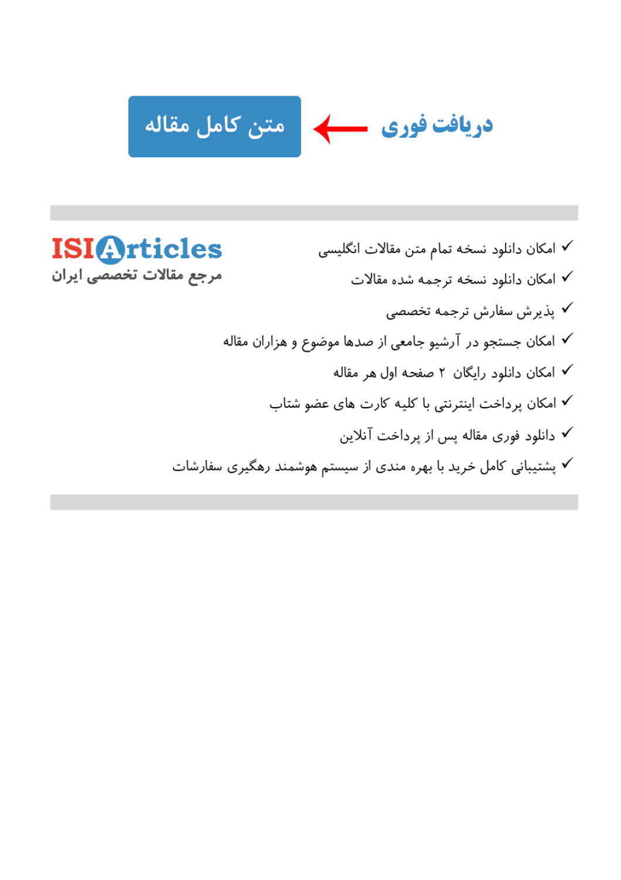دریافت فوری ← متن کامل مقاله

**ISIArticles**
مرجع مقالات تخصصی ایران

- ✓ امکان دانلود نسخه تمام متن مقالات انگلیسی
- ✓ امکان دانلود نسخه ترجمه شده مقالات
- ✓ پذیرش سفارش ترجمه تخصصی
- ✓ امکان جستجو در آرشیو جامعی از صدها موضوع و هزاران مقاله
- ✓ امکان دانلود رایگان ۲ صفحه اول هر مقاله
- ✓ امکان پرداخت اینترنتی با کلیه کارت های عضو شتاب
- ✓ دانلود فوری مقاله پس از پرداخت آنلاین
- ✓ پشتیبانی کامل خرید با بهره مندی از سیستم هوشمند رهگیری سفارشات